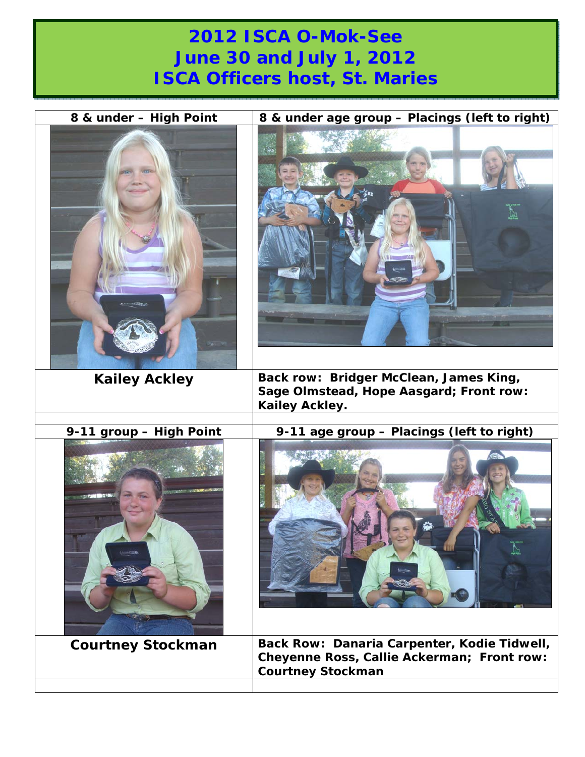# 2012 ISCA O-Mok-See
# June 30 and July 1, 2012
# ISCA Officers host, St. Maries

| 8 & under – High Point | 8 & under age group – Placings (left to right) |
|---|---|
| **Kailey Ackley** | **Back row: Bridger McClean, James King, Sage Olmstead, Hope Aasgard; Front row: Kailey Ackley.** |
| | |
| **9-11 group – High Point** | **9-11 age group – Placings (left to right)** |
| **Courtney Stockman** | **Back Row: Danaria Carpenter, Kodie Tidwell, Cheyenne Ross, Callie Ackerman; Front row: Courtney Stockman** |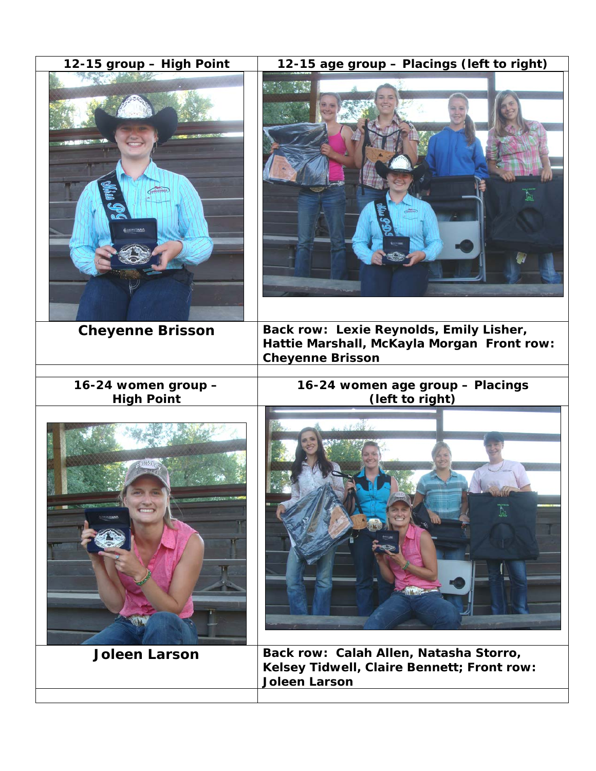| 12-15 group – High Point | 12-15 age group – Placings (left to right) |
| --- | --- |
| | |
| **Cheyenne Brisson** | **Back row: Lexie Reynolds, Emily Lisher, Hattie Marshall, McKayla Morgan Front row: Cheyenne Brisson** |
| | |
| **16-24 women group – High Point** | **16-24 women age group – Placings (left to right)** |
| | |
| **Joleen Larson** | **Back row: Calah Allen, Natasha Storro, Kelsey Tidwell, Claire Bennett; Front row: Joleen Larson** |
| | |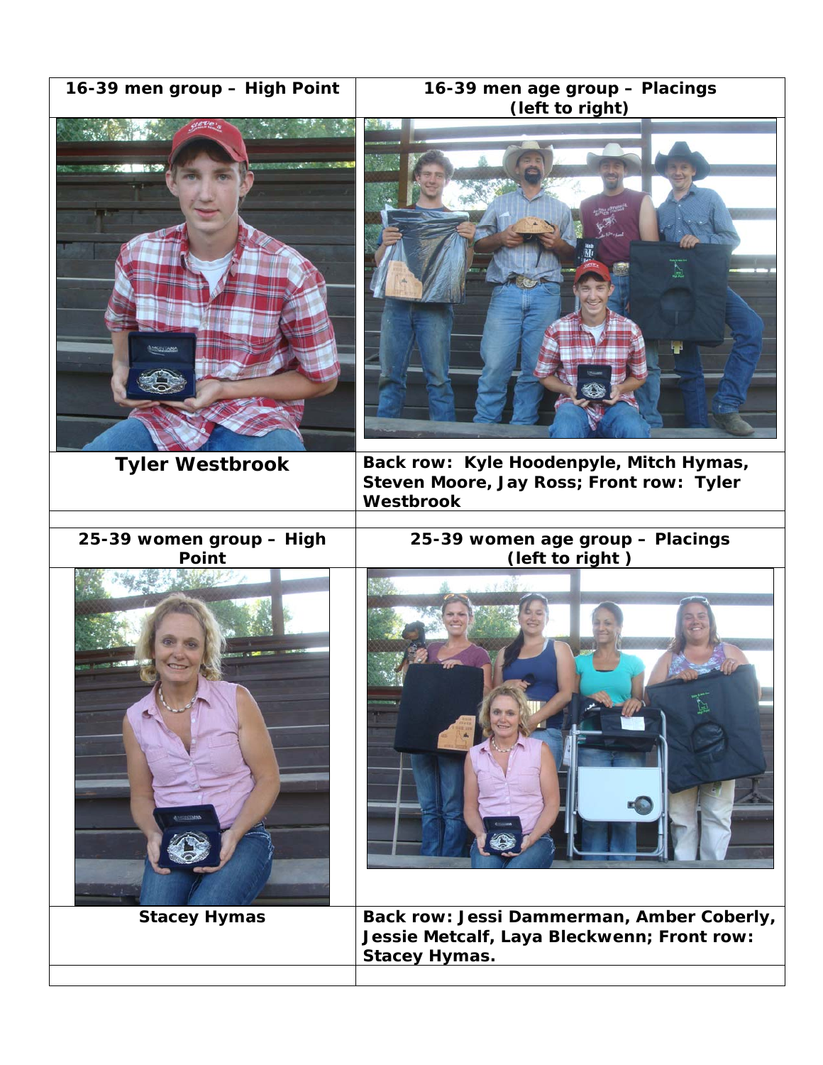| 16-39 men group – High Point | 16-39 men age group – Placings (left to right) |
| --- | --- |
| Tyler Westbrook | Back row: Kyle Hoodenpyle, Mitch Hymas, Steven Moore, Jay Ross; Front row: Tyler Westbrook |
| | |
| 25-39 women group – High Point | 25-39 women age group – Placings (left to right ) |
| Stacey Hymas | Back row: Jessi Dammerman, Amber Coberly, Jessie Metcalf, Laya Bleckwenn; Front row: Stacey Hymas. |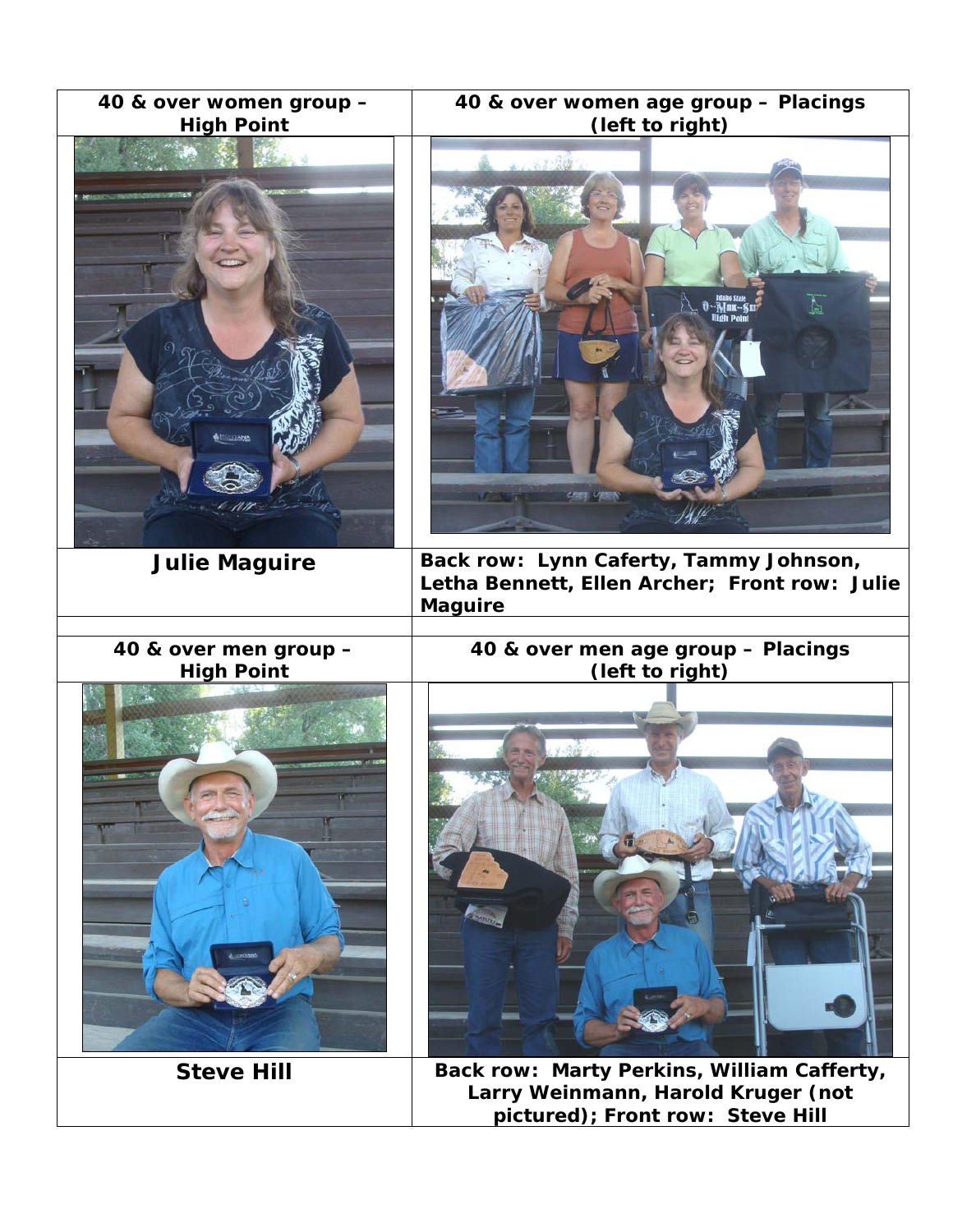| 40 & over women group – High Point | 40 & over women age group – Placings (left to right) |
| --- | --- |
| | |
| **Julie Maguire** | **Back row: Lynn Caferty, Tammy Johnson, Letha Bennett, Ellen Archer; Front row: Julie Maguire** |
| | |
| **40 & over men group – High Point** | **40 & over men age group – Placings (left to right)** |
| | |
| **Steve Hill** | **Back row: Marty Perkins, William Cafferty, Larry Weinmann, Harold Kruger (not pictured); Front row: Steve Hill** |